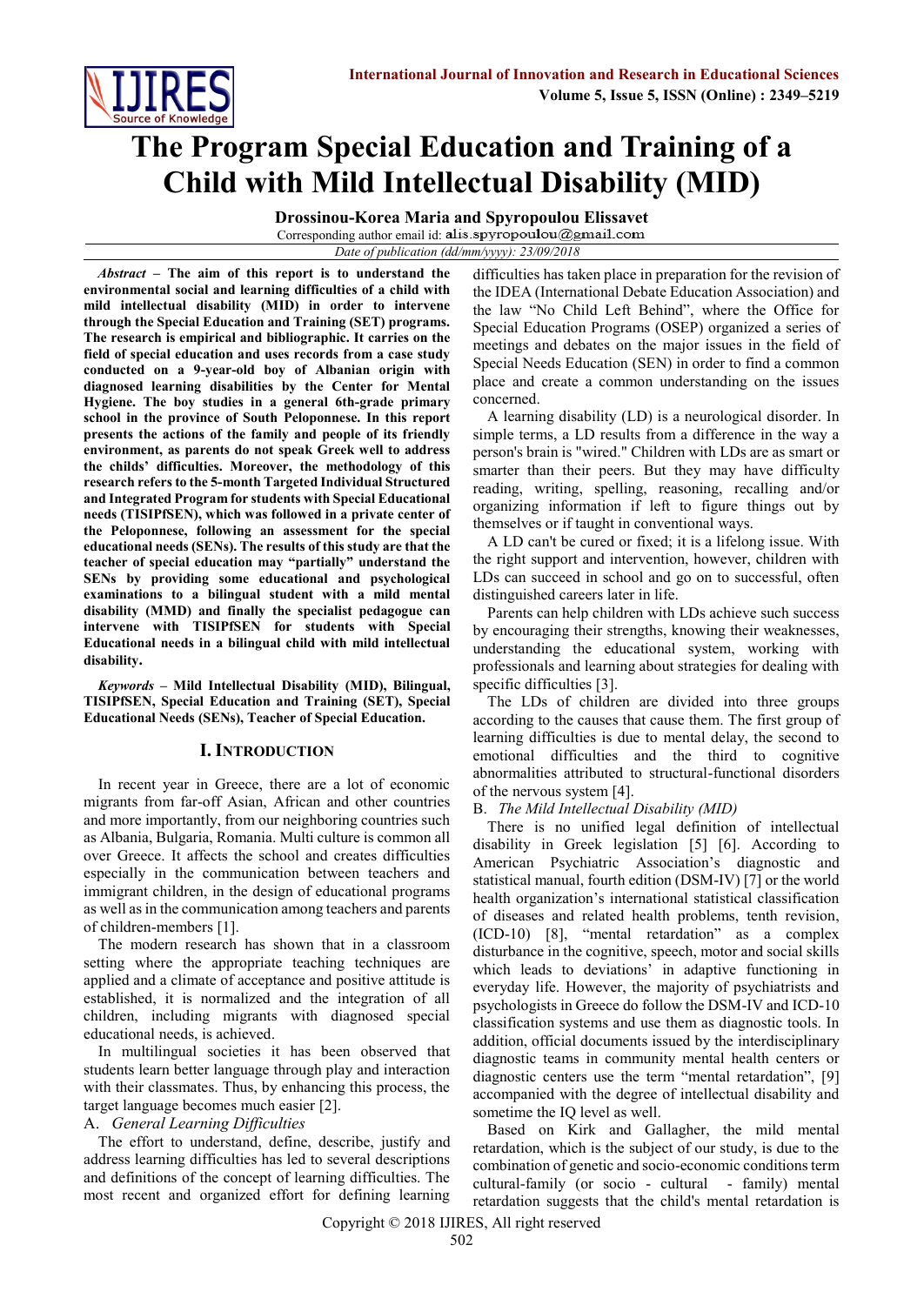# The Program Special Education and Training of a Child with Mild Intellectual Disability (MID)

**Drossinou-Korea Maria and Spyropoulou Elissavet**

Corresponding author email id: alis.spyropoulou@gmail.com

*Date of publication (dd/mm/yyyy): 23/09/2018*

***Abstract* – The aim of this report is to understand the environmental social and learning difficulties of a child with mild intellectual disability (MID) in order to intervene through the Special Education and Training (SET) programs. The research is empirical and bibliographic. It carries on the field of special education and uses records from a case study conducted on a 9-year-old boy of Albanian origin with diagnosed learning disabilities by the Center for Mental Hygiene. The boy studies in a general 6th-grade primary school in the province of South Peloponnese. In this report presents the actions of the family and people of its friendly environment, as parents do not speak Greek well to address the childs' difficulties. Moreover, the methodology of this research refers to the 5-month Targeted Individual Structured and Integrated Program for students with Special Educational needs (TISIPfSEN), which was followed in a private center of the Peloponnese, following an assessment for the special educational needs (SENs). The results of this study are that the teacher of special education may "partially" understand the SENs by providing some educational and psychological examinations to a bilingual student with a mild mental disability (MMD) and finally the specialist pedagogue can intervene with TISIPfSEN for students with Special Educational needs in a bilingual child with mild intellectual disability.**

***Keywords* – Mild Intellectual Disability (MID), Bilingual, TISIPfSEN, Special Education and Training (SET), Special Educational Needs (SENs), Teacher of Special Education.**

## I. Introduction

In recent year in Greece, there are a lot of economic migrants from far-off Asian, African and other countries and more importantly, from our neighboring countries such as Albania, Bulgaria, Romania. Multi culture is common all over Greece. It affects the school and creates difficulties especially in the communication between teachers and immigrant children, in the design of educational programs as well as in the communication among teachers and parents of children-members [1].

The modern research has shown that in a classroom setting where the appropriate teaching techniques are applied and a climate of acceptance and positive attitude is established, it is normalized and the integration of all children, including migrants with diagnosed special educational needs, is achieved.

In multilingual societies it has been observed that students learn better language through play and interaction with their classmates. Thus, by enhancing this process, the target language becomes much easier [2].

### A. *General Learning Difficulties*

The effort to understand, define, describe, justify and address learning difficulties has led to several descriptions and definitions of the concept of learning difficulties. The most recent and organized effort for defining learning difficulties has taken place in preparation for the revision of the IDEA (International Debate Education Association) and the law "No Child Left Behind", where the Office for Special Education Programs (OSEP) organized a series of meetings and debates on the major issues in the field of Special Needs Education (SEN) in order to find a common place and create a common understanding on the issues concerned.

A learning disability (LD) is a neurological disorder. In simple terms, a LD results from a difference in the way a person's brain is "wired." Children with LDs are as smart or smarter than their peers. But they may have difficulty reading, writing, spelling, reasoning, recalling and/or organizing information if left to figure things out by themselves or if taught in conventional ways.

A LD can't be cured or fixed; it is a lifelong issue. With the right support and intervention, however, children with LDs can succeed in school and go on to successful, often distinguished careers later in life.

Parents can help children with LDs achieve such success by encouraging their strengths, knowing their weaknesses, understanding the educational system, working with professionals and learning about strategies for dealing with specific difficulties [3].

The LDs of children are divided into three groups according to the causes that cause them. The first group of learning difficulties is due to mental delay, the second to emotional difficulties and the third to cognitive abnormalities attributed to structural-functional disorders of the nervous system [4].

### B. *The Mild Intellectual Disability (MID)*

There is no unified legal definition of intellectual disability in Greek legislation [5] [6]. According to American Psychiatric Association's diagnostic and statistical manual, fourth edition (DSM-IV) [7] or the world health organization's international statistical classification of diseases and related health problems, tenth revision, (ICD-10) [8], "mental retardation" as a complex disturbance in the cognitive, speech, motor and social skills which leads to deviations' in adaptive functioning in everyday life. However, the majority of psychiatrists and psychologists in Greece do follow the DSM-IV and ICD-10 classification systems and use them as diagnostic tools. In addition, official documents issued by the interdisciplinary diagnostic teams in community mental health centers or diagnostic centers use the term "mental retardation", [9] accompanied with the degree of intellectual disability and sometime the IQ level as well.

Based on Kirk and Gallagher, the mild mental retardation, which is the subject of our study, is due to the combination of genetic and socio-economic conditions term cultural-family (or socio - cultural - family) mental retardation suggests that the child's mental retardation is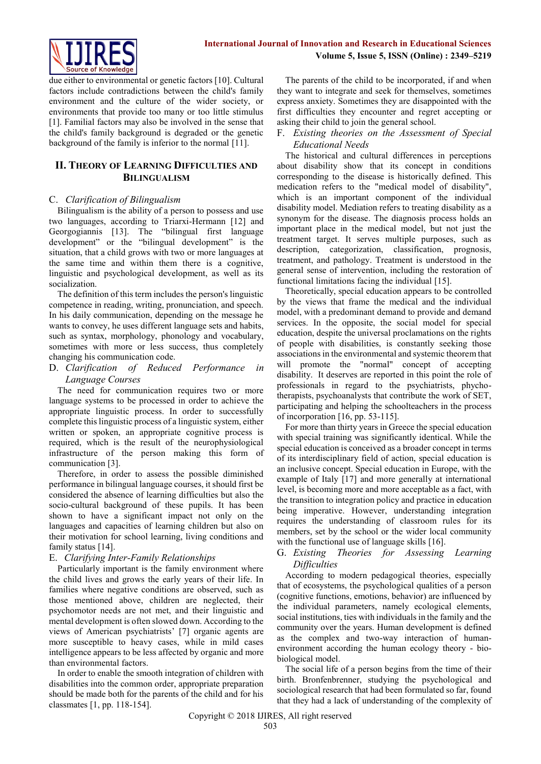due either to environmental or genetic factors [10]. Cultural factors include contradictions between the child's family environment and the culture of the wider society, or environments that provide too many or too little stimulus [1]. Familial factors may also be involved in the sense that the child's family background is degraded or the genetic background of the family is inferior to the normal [11].

## II. Theory of Learning Difficulties and Bilingualism

### C. *Clarification of Bilingualism*

Bilingualism is the ability of a person to possess and use two languages, according to Triarxi-Hermann [12] and Georgogiannis [13]. The "bilingual first language development" or the "bilingual development" is the situation, that a child grows with two or more languages at the same time and within them there is a cognitive, linguistic and psychological development, as well as its socialization.

The definition of this term includes the person's linguistic competence in reading, writing, pronunciation, and speech. In his daily communication, depending on the message he wants to convey, he uses different language sets and habits, such as syntax, morphology, phonology and vocabulary, sometimes with more or less success, thus completely changing his communication code.

### D. *Clarification of Reduced Performance in Language Courses*

The need for communication requires two or more language systems to be processed in order to achieve the appropriate linguistic process. In order to successfully complete this linguistic process of a linguistic system, either written or spoken, an appropriate cognitive process is required, which is the result of the neurophysiological infrastructure of the person making this form of communication [3].

Therefore, in order to assess the possible diminished performance in bilingual language courses, it should first be considered the absence of learning difficulties but also the socio-cultural background of these pupils. It has been shown to have a significant impact not only on the languages and capacities of learning children but also on their motivation for school learning, living conditions and family status [14].

### E. *Clarifying Inter-Family Relationships*

Particularly important is the family environment where the child lives and grows the early years of their life. In families where negative conditions are observed, such as those mentioned above, children are neglected, their psychomotor needs are not met, and their linguistic and mental development is often slowed down. According to the views of American psychiatrists' [7] organic agents are more susceptible to heavy cases, while in mild cases intelligence appears to be less affected by organic and more than environmental factors.

In order to enable the smooth integration of children with disabilities into the common order, appropriate preparation should be made both for the parents of the child and for his classmates [1, pp. 118-154].

The parents of the child to be incorporated, if and when they want to integrate and seek for themselves, sometimes express anxiety. Sometimes they are disappointed with the first difficulties they encounter and regret accepting or asking their child to join the general school.

### F. *Existing theories on the Assessment of Special Educational Needs*

The historical and cultural differences in perceptions about disability show that its concept in conditions corresponding to the disease is historically defined. This medication refers to the "medical model of disability", which is an important component of the individual disability model. Mediation refers to treating disability as a synonym for the disease. The diagnosis process holds an important place in the medical model, but not just the treatment target. It serves multiple purposes, such as description, categorization, classification, prognosis, treatment, and pathology. Treatment is understood in the general sense of intervention, including the restoration of functional limitations facing the individual [15].

Theoretically, special education appears to be controlled by the views that frame the medical and the individual model, with a predominant demand to provide and demand services. In the opposite, the social model for special education, despite the universal proclamations on the rights of people with disabilities, is constantly seeking those associations in the environmental and systemic theorem that will promote the "normal" concept of accepting disability. It deserves are reported in this point the role of professionals in regard to the psychiatrists, phycho-therapists, psychoanalysts that contribute the work of SET, participating and helping the schoolteachers in the process of incorporation [16, pp. 53-115].

For more than thirty years in Greece the special education with special training was significantly identical. While the special education is conceived as a broader concept in terms of its interdisciplinary field of action, special education is an inclusive concept. Special education in Europe, with the example of Italy [17] and more generally at international level, is becoming more and more acceptable as a fact, with the transition to integration policy and practice in education being imperative. However, understanding integration requires the understanding of classroom rules for its members, set by the school or the wider local community with the functional use of language skills [16].

### G. *Existing Theories for Assessing Learning Difficulties*

According to modern pedagogical theories, especially that of ecosystems, the psychological qualities of a person (cognitive functions, emotions, behavior) are influenced by the individual parameters, namely ecological elements, social institutions, ties with individuals in the family and the community over the years. Human development is defined as the complex and two-way interaction of human-environment according the human ecology theory - bio-biological model.

The social life of a person begins from the time of their birth. Bronfenbrenner, studying the psychological and sociological research that had been formulated so far, found that they had a lack of understanding of the complexity of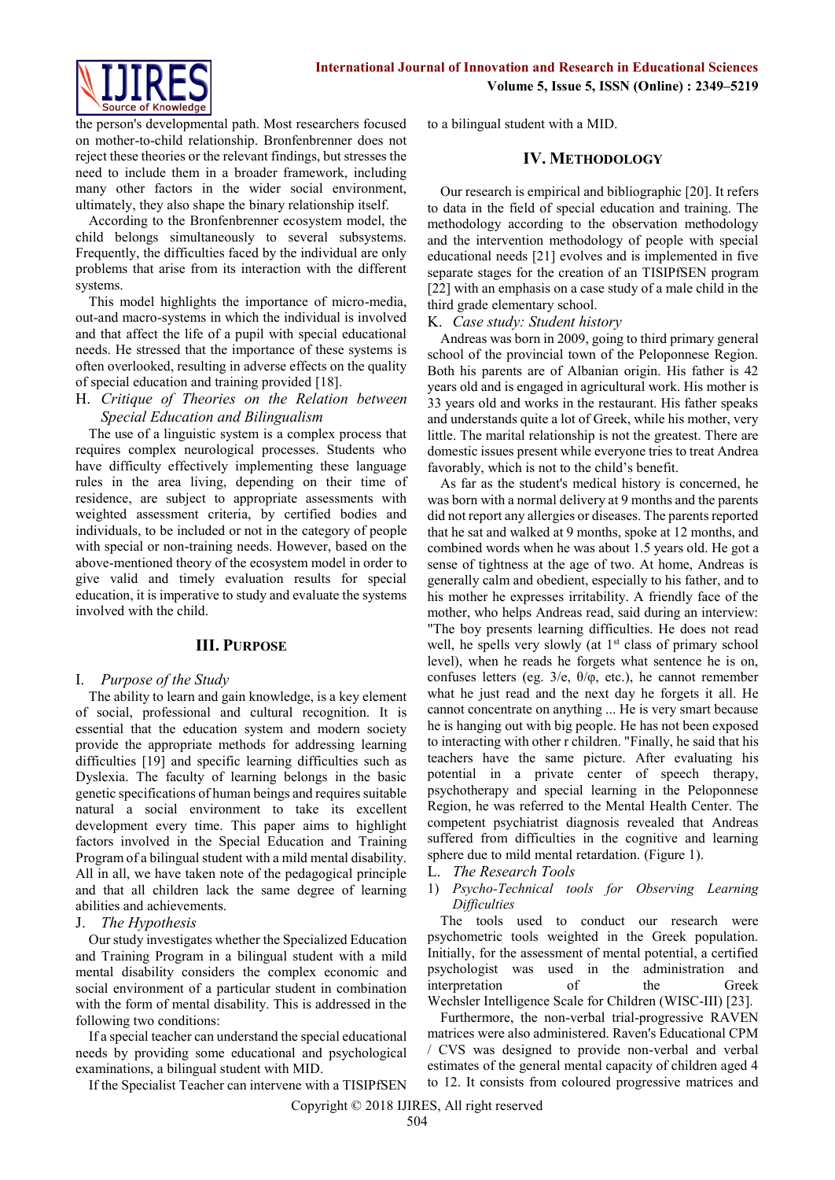the person's developmental path. Most researchers focused on mother-to-child relationship. Bronfenbrenner does not reject these theories or the relevant findings, but stresses the need to include them in a broader framework, including many other factors in the wider social environment, ultimately, they also shape the binary relationship itself.

According to the Bronfenbrenner ecosystem model, the child belongs simultaneously to several subsystems. Frequently, the difficulties faced by the individual are only problems that arise from its interaction with the different systems.

This model highlights the importance of micro-media, out-and macro-systems in which the individual is involved and that affect the life of a pupil with special educational needs. He stressed that the importance of these systems is often overlooked, resulting in adverse effects on the quality of special education and training provided [18].

### H. *Critique of Theories on the Relation between Special Education and Bilingualism*

The use of a linguistic system is a complex process that requires complex neurological processes. Students who have difficulty effectively implementing these language rules in the area living, depending on their time of residence, are subject to appropriate assessments with weighted assessment criteria, by certified bodies and individuals, to be included or not in the category of people with special or non-training needs. However, based on the above-mentioned theory of the ecosystem model in order to give valid and timely evaluation results for special education, it is imperative to study and evaluate the systems involved with the child.

## III. Purpose

### I. *Purpose of the Study*

The ability to learn and gain knowledge, is a key element of social, professional and cultural recognition. It is essential that the education system and modern society provide the appropriate methods for addressing learning difficulties [19] and specific learning difficulties such as Dyslexia. The faculty of learning belongs in the basic genetic specifications of human beings and requires suitable natural a social environment to take its excellent development every time. This paper aims to highlight factors involved in the Special Education and Training Program of a bilingual student with a mild mental disability. All in all, we have taken note of the pedagogical principle and that all children lack the same degree of learning abilities and achievements.

### J. *The Hypothesis*

Our study investigates whether the Specialized Education and Training Program in a bilingual student with a mild mental disability considers the complex economic and social environment of a particular student in combination with the form of mental disability. This is addressed in the following two conditions:

If a special teacher can understand the special educational needs by providing some educational and psychological examinations, a bilingual student with MID.

If the Specialist Teacher can intervene with a TISIPfSEN to a bilingual student with a MID.

## IV. Methodology

Our research is empirical and bibliographic [20]. It refers to data in the field of special education and training. The methodology according to the observation methodology and the intervention methodology of people with special educational needs [21] evolves and is implemented in five separate stages for the creation of an TISIPfSEN program [22] with an emphasis on a case study of a male child in the third grade elementary school.

### K. *Case study: Student history*

Andreas was born in 2009, going to third primary general school of the provincial town of the Peloponnese Region. Both his parents are of Albanian origin. His father is 42 years old and is engaged in agricultural work. His mother is 33 years old and works in the restaurant. His father speaks and understands quite a lot of Greek, while his mother, very little. The marital relationship is not the greatest. There are domestic issues present while everyone tries to treat Andrea favorably, which is not to the child's benefit.

As far as the student's medical history is concerned, he was born with a normal delivery at 9 months and the parents did not report any allergies or diseases. The parents reported that he sat and walked at 9 months, spoke at 12 months, and combined words when he was about 1.5 years old. He got a sense of tightness at the age of two. At home, Andreas is generally calm and obedient, especially to his father, and to his mother he expresses irritability. A friendly face of the mother, who helps Andreas read, said during an interview: "The boy presents learning difficulties. He does not read well, he spells very slowly (at 1st class of primary school level), when he reads he forgets what sentence he is on, confuses letters (eg. 3/e, θ/φ, etc.), he cannot remember what he just read and the next day he forgets it all. He cannot concentrate on anything ... He is very smart because he is hanging out with big people. He has not been exposed to interacting with other r children. "Finally, he said that his teachers have the same picture. After evaluating his potential in a private center of speech therapy, psychotherapy and special learning in the Peloponnese Region, he was referred to the Mental Health Center. The competent psychiatrist diagnosis revealed that Andreas suffered from difficulties in the cognitive and learning sphere due to mild mental retardation. (Figure 1).

### L. *The Research Tools*

#### 1) *Psycho-Technical tools for Observing Learning Difficulties*

The tools used to conduct our research were psychometric tools weighted in the Greek population. Initially, for the assessment of mental potential, a certified psychologist was used in the administration and interpretation of the Greek Wechsler Intelligence Scale for Children (WISC-III) [23].

Furthermore, the non-verbal trial-progressive RAVEN matrices were also administered. Raven's Educational CPM / CVS was designed to provide non-verbal and verbal estimates of the general mental capacity of children aged 4 to 12. It consists from coloured progressive matrices and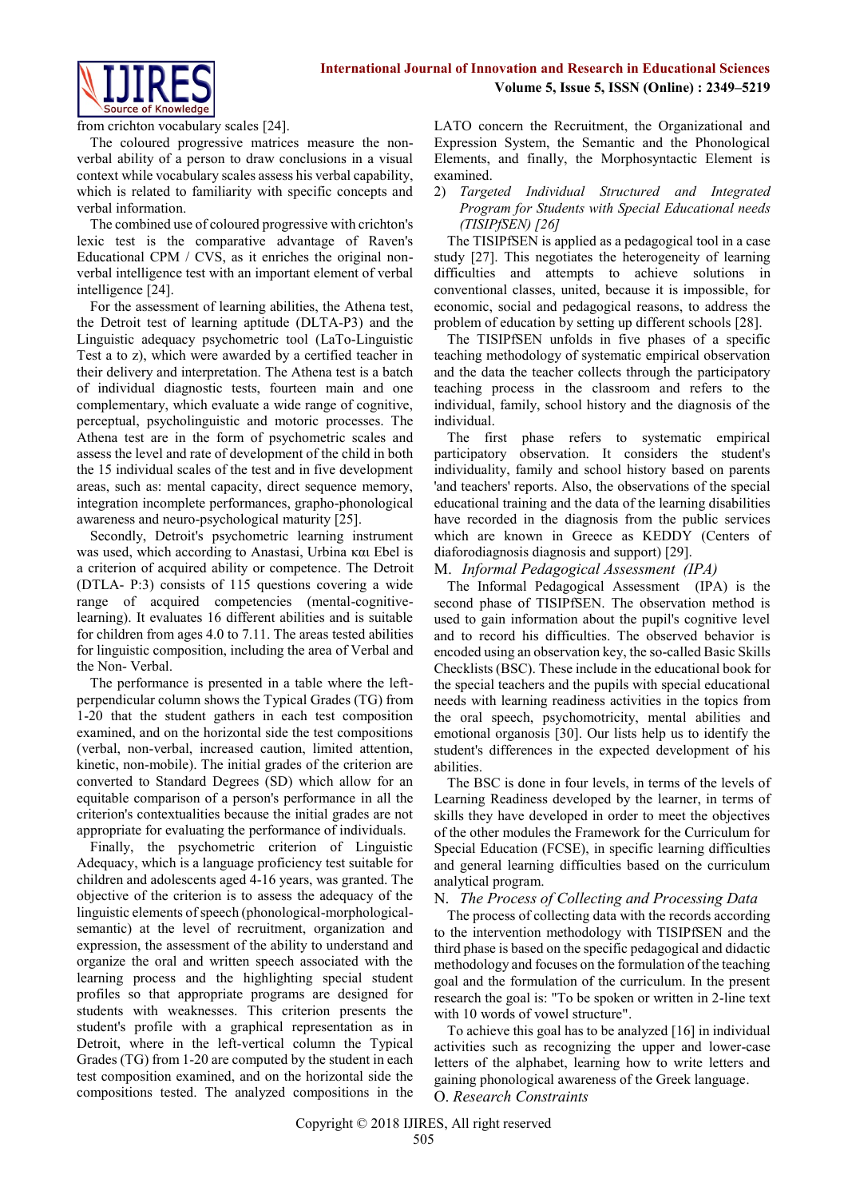from crichton vocabulary scales [24].

The coloured progressive matrices measure the non-verbal ability of a person to draw conclusions in a visual context while vocabulary scales assess his verbal capability, which is related to familiarity with specific concepts and verbal information.

The combined use of coloured progressive with crichton's lexic test is the comparative advantage of Raven's Educational CPM / CVS, as it enriches the original non-verbal intelligence test with an important element of verbal intelligence [24].

For the assessment of learning abilities, the Athena test, the Detroit test of learning aptitude (DLTA-P3) and the Linguistic adequacy psychometric tool (LaTo-Linguistic Test a to z), which were awarded by a certified teacher in their delivery and interpretation. The Athena test is a batch of individual diagnostic tests, fourteen main and one complementary, which evaluate a wide range of cognitive, perceptual, psycholinguistic and motoric processes. The Athena test are in the form of psychometric scales and assess the level and rate of development of the child in both the 15 individual scales of the test and in five development areas, such as: mental capacity, direct sequence memory, integration incomplete performances, grapho-phonological awareness and neuro-psychological maturity [25].

Secondly, Detroit's psychometric learning instrument was used, which according to Anastasi, Urbina και Ebel is a criterion of acquired ability or competence. The Detroit (DTLA- P:3) consists of 115 questions covering a wide range of acquired competencies (mental-cognitive-learning). It evaluates 16 different abilities and is suitable for children from ages 4.0 to 7.11. The areas tested abilities for linguistic composition, including the area of Verbal and the Non- Verbal.

The performance is presented in a table where the left-perpendicular column shows the Typical Grades (TG) from 1-20 that the student gathers in each test composition examined, and on the horizontal side the test compositions (verbal, non-verbal, increased caution, limited attention, kinetic, non-mobile). The initial grades of the criterion are converted to Standard Degrees (SD) which allow for an equitable comparison of a person's performance in all the criterion's contextualities because the initial grades are not appropriate for evaluating the performance of individuals.

Finally, the psychometric criterion of Linguistic Adequacy, which is a language proficiency test suitable for children and adolescents aged 4-16 years, was granted. The objective of the criterion is to assess the adequacy of the linguistic elements of speech (phonological-morphological-semantic) at the level of recruitment, organization and expression, the assessment of the ability to understand and organize the oral and written speech associated with the learning process and the highlighting special student profiles so that appropriate programs are designed for students with weaknesses. This criterion presents the student's profile with a graphical representation as in Detroit, where in the left-vertical column the Typical Grades (TG) from 1-20 are computed by the student in each test composition examined, and on the horizontal side the compositions tested. The analyzed compositions in the LATO concern the Recruitment, the Organizational and Expression System, the Semantic and the Phonological Elements, and finally, the Morphosyntactic Element is examined.

2) *Targeted Individual Structured and Integrated Program for Students with Special Educational needs (TISIPfSEN) [26]*

The TISIPfSEN is applied as a pedagogical tool in a case study [27]. This negotiates the heterogeneity of learning difficulties and attempts to achieve solutions in conventional classes, united, because it is impossible, for economic, social and pedagogical reasons, to address the problem of education by setting up different schools [28].

The TISIPfSEN unfolds in five phases of a specific teaching methodology of systematic empirical observation and the data the teacher collects through the participatory teaching process in the classroom and refers to the individual, family, school history and the diagnosis of the individual.

The first phase refers to systematic empirical participatory observation. It considers the student's individuality, family and school history based on parents 'and teachers' reports. Also, the observations of the special educational training and the data of the learning disabilities have recorded in the diagnosis from the public services which are known in Greece as KEDDY (Centers of diaforodiagnosis diagnosis and support) [29].

### M. *Informal Pedagogical Assessment (IPA)*

The Informal Pedagogical Assessment (IPA) is the second phase of TISIPfSEN. The observation method is used to gain information about the pupil's cognitive level and to record his difficulties. The observed behavior is encoded using an observation key, the so-called Basic Skills Checklists (BSC). These include in the educational book for the special teachers and the pupils with special educational needs with learning readiness activities in the topics from the oral speech, psychomotricity, mental abilities and emotional organosis [30]. Our lists help us to identify the student's differences in the expected development of his abilities.

The BSC is done in four levels, in terms of the levels of Learning Readiness developed by the learner, in terms of skills they have developed in order to meet the objectives of the other modules the Framework for the Curriculum for Special Education (FCSE), in specific learning difficulties and general learning difficulties based on the curriculum analytical program.

### N. *The Process of Collecting and Processing Data*

The process of collecting data with the records according to the intervention methodology with TISIPfSEN and the third phase is based on the specific pedagogical and didactic methodology and focuses on the formulation of the teaching goal and the formulation of the curriculum. In the present research the goal is: "To be spoken or written in 2-line text with 10 words of vowel structure".

To achieve this goal has to be analyzed [16] in individual activities such as recognizing the upper and lower-case letters of the alphabet, learning how to write letters and gaining phonological awareness of the Greek language.

### O. *Research Constraints*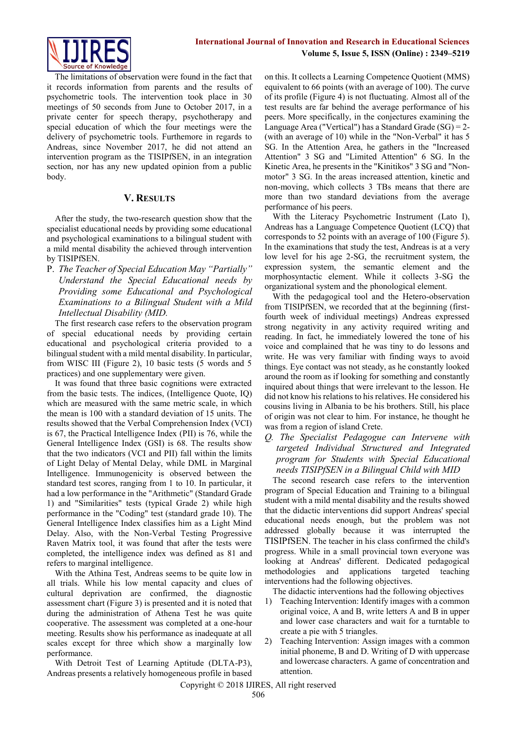The limitations of observation were found in the fact that it records information from parents and the results of psychometric tools. The intervention took place in 30 meetings of 50 seconds from June to October 2017, in a private center for speech therapy, psychotherapy and special education of which the four meetings were the delivery of psychometric tools. Furthermore in regards to Andreas, since November 2017, he did not attend an intervention program as the TISIPfSEN, in an integration section, nor has any new updated opinion from a public body.

## V. Results

After the study, the two-research question show that the specialist educational needs by providing some educational and psychological examinations to a bilingual student with a mild mental disability the achieved through intervention by TISIPfSEN.

P. *The Teacher of Special Education May "Partially" Understand the Special Educational needs by Providing some Educational and Psychological Examinations to a Bilingual Student with a Mild Intellectual Disability (MID.*

The first research case refers to the observation program of special educational needs by providing certain educational and psychological criteria provided to a bilingual student with a mild mental disability. In particular, from WISC III (Figure 2), 10 basic tests (5 words and 5 practices) and one supplementary were given.

It was found that three basic cognitions were extracted from the basic tests. The indices, (Intelligence Quote, IQ) which are measured with the same metric scale, in which the mean is 100 with a standard deviation of 15 units. The results showed that the Verbal Comprehension Index (VCI) is 67, the Practical Intelligence Index (PII) is 76, while the General Intelligence Index (GSI) is 68. The results show that the two indicators (VCI and PII) fall within the limits of Light Delay of Mental Delay, while DML in Marginal Intelligence. Immunogenicity is observed between the standard test scores, ranging from 1 to 10. In particular, it had a low performance in the "Arithmetic" (Standard Grade 1) and "Similarities" tests (typical Grade 2) while high performance in the "Coding" test (standard grade 10). The General Intelligence Index classifies him as a Light Mind Delay. Also, with the Non-Verbal Testing Progressive Raven Matrix tool, it was found that after the tests were completed, the intelligence index was defined as 81 and refers to marginal intelligence.

With the Athina Test, Andreas seems to be quite low in all trials. While his low mental capacity and clues of cultural deprivation are confirmed, the diagnostic assessment chart (Figure 3) is presented and it is noted that during the administration of Athena Test he was quite cooperative. The assessment was completed at a one-hour meeting. Results show his performance as inadequate at all scales except for three which show a marginally low performance.

With Detroit Test of Learning Aptitude (DLTA-P3), Andreas presents a relatively homogeneous profile in based on this. It collects a Learning Competence Quotient (MMS) equivalent to 66 points (with an average of 100). The curve of its profile (Figure 4) is not fluctuating. Almost all of the test results are far behind the average performance of his peers. More specifically, in the conjectures examining the Language Area ("Vertical") has a Standard Grade (SG) = 2- (with an average of 10) while in the "Non-Verbal" it has 5 SG. In the Attention Area, he gathers in the "Increased Attention" 3 SG and "Limited Attention" 6 SG. In the Kinetic Area, he presents in the "Kinitikos" 3 SG and "Non-motor" 3 SG. In the areas increased attention, kinetic and non-moving, which collects 3 TBs means that there are more than two standard deviations from the average performance of his peers.

With the Literacy Psychometric Instrument (Lato I), Andreas has a Language Competence Quotient (LCQ) that corresponds to 52 points with an average of 100 (Figure 5). In the examinations that study the test, Andreas is at a very low level for his age 2-SG, the recruitment system, the expression system, the semantic element and the morphosyntactic element. While it collects 3-SG the organizational system and the phonological element.

With the pedagogical tool and the Hetero-observation from TISIPfSEN, we recorded that at the beginning (first-fourth week of individual meetings) Andreas expressed strong negativity in any activity required writing and reading. In fact, he immediately lowered the tone of his voice and complained that he was tiny to do lessons and write. He was very familiar with finding ways to avoid things. Eye contact was not steady, as he constantly looked around the room as if looking for something and constantly inquired about things that were irrelevant to the lesson. He did not know his relations to his relatives. He considered his cousins living in Albania to be his brothers. Still, his place of origin was not clear to him. For instance, he thought he was from a region of island Crete.

Q. *The Specialist Pedagogue can Intervene with targeted Individual Structured and Integrated program for Students with Special Educational needs TISIPfSEN in a Bilingual Child with MID*

The second research case refers to the intervention program of Special Education and Training to a bilingual student with a mild mental disability and the results showed that the didactic interventions did support Andreas' special educational needs enough, but the problem was not addressed globally because it was interrupted the TISIPfSEN. The teacher in his class confirmed the child's progress. While in a small provincial town everyone was looking at Andreas' different. Dedicated pedagogical methodologies and applications targeted teaching interventions had the following objectives.

The didactic interventions had the following objectives

1) Teaching Intervention: Identify images with a common original voice, A and B, write letters A and B in upper and lower case characters and wait for a turntable to create a pie with 5 triangles.
2) Teaching Intervention: Assign images with a common initial phoneme, B and D. Writing of D with uppercase and lowercase characters. A game of concentration and attention.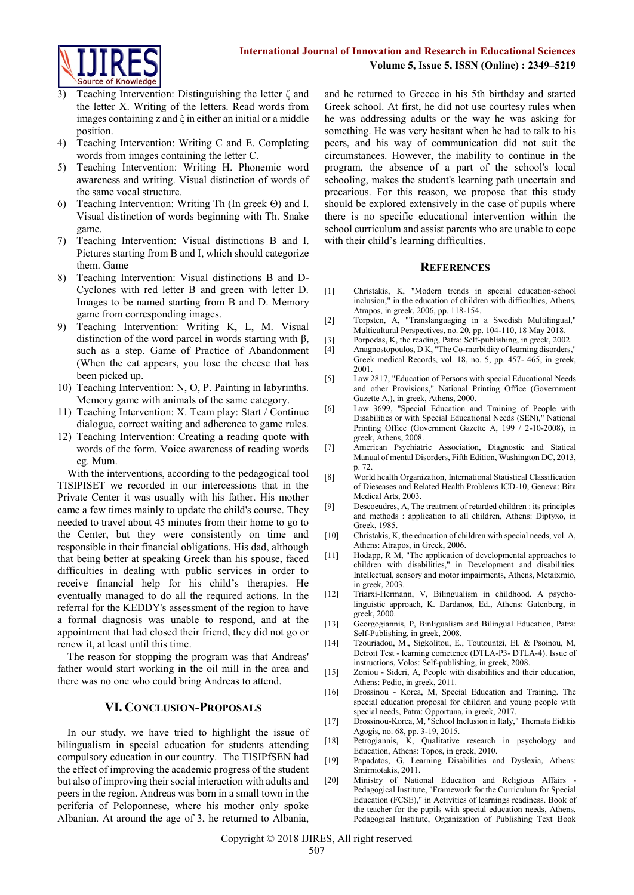3) Teaching Intervention: Distinguishing the letter ζ and the letter X. Writing of the letters. Read words from images containing z and ξ in either an initial or a middle position.
4) Teaching Intervention: Writing C and E. Completing words from images containing the letter C.
5) Teaching Intervention: Writing H. Phonemic word awareness and writing. Visual distinction of words of the same vocal structure.
6) Teaching Intervention: Writing Th (In greek Θ) and I. Visual distinction of words beginning with Th. Snake game.
7) Teaching Intervention: Visual distinctions B and I. Pictures starting from B and I, which should categorize them. Game
8) Teaching Intervention: Visual distinctions B and D-Cyclones with red letter B and green with letter D. Images to be named starting from B and D. Memory game from corresponding images.
9) Teaching Intervention: Writing K, L, M. Visual distinction of the word parcel in words starting with β, such as a step. Game of Practice of Abandonment (When the cat appears, you lose the cheese that has been picked up.
10) Teaching Intervention: N, O, P. Painting in labyrinths. Memory game with animals of the same category.
11) Teaching Intervention: X. Team play: Start / Continue dialogue, correct waiting and adherence to game rules.
12) Teaching Intervention: Creating a reading quote with words of the form. Voice awareness of reading words eg. Mum.

With the interventions, according to the pedagogical tool TISIPISET we recorded in our intercessions that in the Private Center it was usually with his father. His mother came a few times mainly to update the child's course. They needed to travel about 45 minutes from their home to go to the Center, but they were consistently on time and responsible in their financial obligations. His dad, although that being better at speaking Greek than his spouse, faced difficulties in dealing with public services in order to receive financial help for his child's therapies. He eventually managed to do all the required actions. In the referral for the KEDDY's assessment of the region to have a formal diagnosis was unable to respond, and at the appointment that had closed their friend, they did not go or renew it, at least until this time.

The reason for stopping the program was that Andreas' father would start working in the oil mill in the area and there was no one who could bring Andreas to attend.

## VI. Conclusion-Proposals

In our study, we have tried to highlight the issue of bilingualism in special education for students attending compulsory education in our country. The TISIPfSEN had the effect of improving the academic progress of the student but also of improving their social interaction with adults and peers in the region. Andreas was born in a small town in the periferia of Peloponnese, where his mother only spoke Albanian. At around the age of 3, he returned to Albania, and he returned to Greece in his 5th birthday and started Greek school. At first, he did not use courtesy rules when he was addressing adults or the way he was asking for something. He was very hesitant when he had to talk to his peers, and his way of communication did not suit the circumstances. However, the inability to continue in the program, the absence of a part of the school's local schooling, makes the student's learning path uncertain and precarious. For this reason, we propose that this study should be explored extensively in the case of pupils where there is no specific educational intervention within the school curriculum and assist parents who are unable to cope with their child's learning difficulties.

## References

[1] Christakis, K, "Modern trends in special education-school inclusion," in the education of children with difficulties, Athens, Atrapos, in greek, 2006, pp. 118-154.

[2] Torpsten, A, "Translanguaging in a Swedish Multilingual," Multicultural Perspectives, no. 20, pp. 104-110, 18 May 2018.

[3] Porpodas, K, the reading, Patra: Self-publishing, in greek, 2002.

[4] Anagnostopoulos, D K, "The Co-morbidity of learning disorders," Greek medical Records, vol. 18, no. 5, pp. 457- 465, in greek, 2001.

[5] Law 2817, "Education of Persons with special Educational Needs and other Provisions," National Printing Office (Government Gazette A,), in greek, Athens, 2000.

[6] Law 3699, "Special Education and Training of People with Disabilities or with Special Educational Needs (SEN)," National Printing Office (Government Gazette A, 199 / 2-10-2008), in greek, Athens, 2008.

[7] American Psychiatric Association, Diagnostic and Statical Manual of mental Disorders, Fifth Edition, Washington DC, 2013, p. 72.

[8] World health Organization, International Statistical Classification of Dieseases and Related Health Problems ICD-10, Geneva: Bita Medical Arts, 2003.

[9] Descoeudres, A, The treatment of retarded children : its principles and methods : application to all children, Athens: Diptyxo, in Greek, 1985.

[10] Christakis, K, the education of children with special needs, vol. A, Athens: Atrapos, in Greek, 2006.

[11] Hodapp, R M, "The application of developmental approaches to children with disabilities," in Development and disabilities. Intellectual, sensory and motor impairments, Athens, Metaixmio, in greek, 2003.

[12] Triarxi-Hermann, V, Bilingualism in childhood. A psycho-linguistic approach, K. Dardanos, Ed., Athens: Gutenberg, in greek, 2000.

[13] Georgogiannis, P, Binligualism and Bilingual Education, Patra: Self-Publishing, in greek, 2008.

[14] Tzouriadou, M., Sigkolitou, E., Toutountzi, El. & Psoinou, M, Detroit Test - learning cometence (DTLA-P3- DTLA-4). Issue of instructions, Volos: Self-publishing, in greek, 2008.

[15] Zoniou - Sideri, A, People with disabilities and their education, Athens: Pedio, in greek, 2011.

[16] Drossinou - Korea, M, Special Education and Training. The special education proposal for children and young people with special needs, Patra: Opportuna, in greek, 2017.

[17] Drossinou-Korea, M, "School Inclusion in Italy," Themata Eidikis Agogis, no. 68, pp. 3-19, 2015.

[18] Petrogiannis, K, Qualitative research in psychology and Education, Athens: Topos, in greek, 2010.

[19] Papadatos, G, Learning Disabilities and Dyslexia, Athens: Smirniotakis, 2011.

[20] Ministry of National Education and Religious Affairs - Pedagogical Institute, "Framework for the Curriculum for Special Education (FCSE)," in Activities of learnings readiness. Book of the teacher for the pupils with special education needs, Athens, Pedagogical Institute, Organization of Publishing Text Book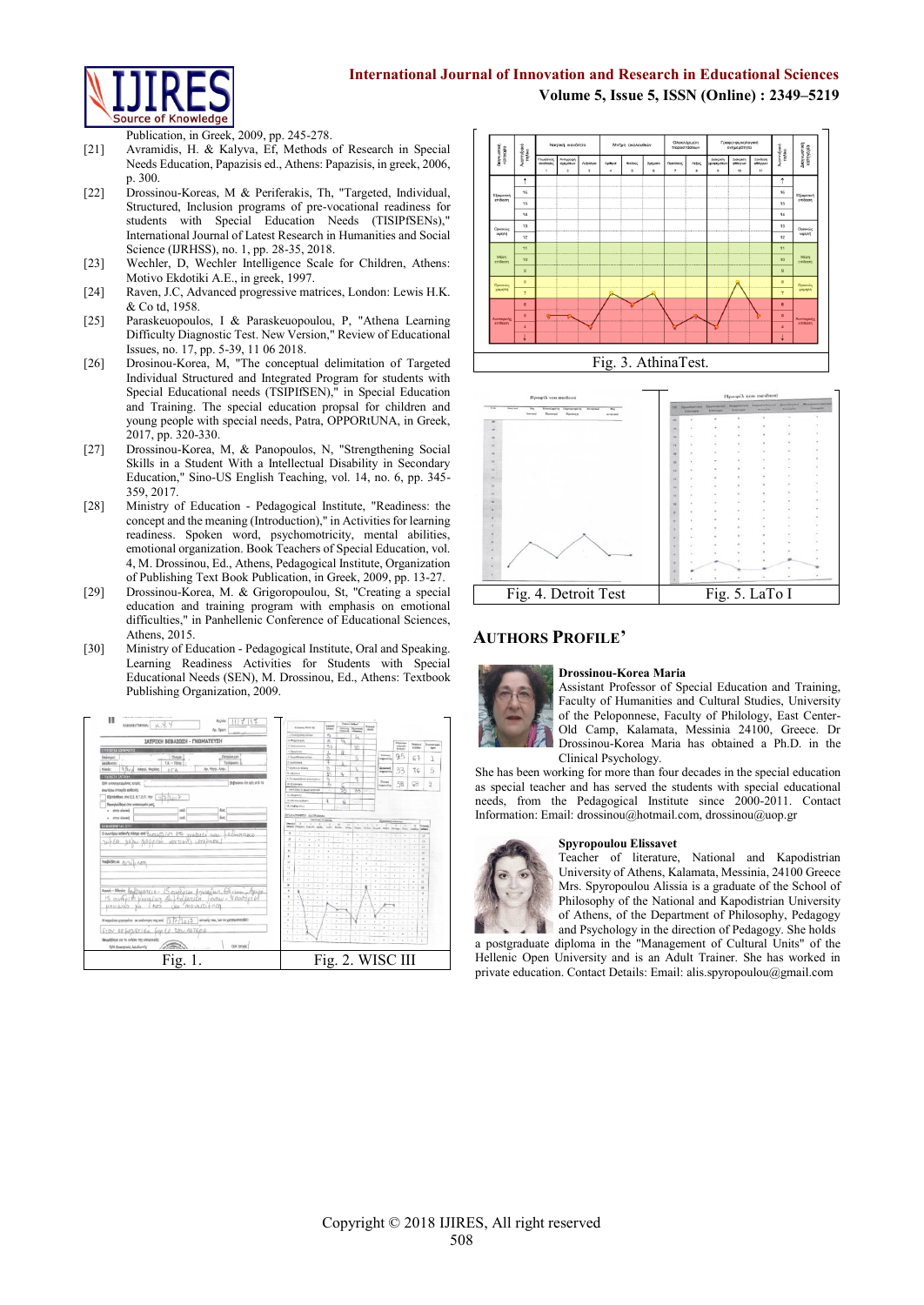Publication, in Greek, 2009, pp. 245-278.

[21] Avramidis, H. & Kalyva, Ef, Methods of Research in Special Needs Education, Papazisis ed., Athens: Papazisis, in greek, 2006, p. 300.

[22] Drossinou-Koreas, M & Periferakis, Th, "Targeted, Individual, Structured, Inclusion programs of pre-vocational readiness for students with Special Education Needs (TISIPfSENs)," International Journal of Latest Research in Humanities and Social Science (IJRHSS), no. 1, pp. 28-35, 2018.

[23] Wechler, D, Wechler Intelligence Scale for Children, Athens: Motivo Ekdotiki A.E., in greek, 1997.

[24] Raven, J.C, Advanced progressive matrices, London: Lewis H.K. & Co td, 1958.

[25] Paraskeuopoulos, I & Paraskeuopoulou, P, "Athena Learning Difficulty Diagnostic Test. New Version," Review of Educational Issues, no. 17, pp. 5-39, 11 06 2018.

[26] Drosinou-Korea, M, "The conceptual delimitation of Targeted Individual Structured and Integrated Program for students with Special Educational needs (TSIPIfSEN)," in Special Education and Training. The special education propsal for children and young people with special needs, Patra, OPPORtUNA, in Greek, 2017, pp. 320-330.

[27] Drossinou-Korea, M, & Panopoulos, N, "Strengthening Social Skills in a Student With a Intellectual Disability in Secondary Education," Sino-US English Teaching, vol. 14, no. 6, pp. 345-359, 2017.

[28] Ministry of Education - Pedagogical Institute, "Readiness: the concept and the meaning (Introduction)," in Activities for learning readiness. Spoken word, psychomotricity, mental abilities, emotional organization. Book Teachers of Special Education, vol. 4, M. Drossinou, Ed., Athens, Pedagogical Institute, Organization of Publishing Text Book Publication, in Greek, 2009, pp. 13-27.

[29] Drossinou-Korea, M. & Grigoropoulou, St, "Creating a special education and training program with emphasis on emotional difficulties," in Panhellenic Conference of Educational Sciences, Athens, 2015.

[30] Ministry of Education - Pedagogical Institute, Oral and Speaking. Learning Readiness Activities for Students with Special Educational Needs (SEN), M. Drossinou, Ed., Athens: Textbook Publishing Organization, 2009.

Fig. 1.

Fig. 2. WISC III

Fig. 3. AthinaTest.

Fig. 4. Detroit Test

Fig. 5. LaTo I

## Authors Profile'

**Drossinou-Korea Maria**

Assistant Professor of Special Education and Training, Faculty of Humanities and Cultural Studies, University of the Peloponnese, Faculty of Philology, East Center-Old Camp, Kalamata, Messinia 24100, Greece. Dr Drossinou-Korea Maria has obtained a Ph.D. in the Clinical Psychology.

She has been working for more than four decades in the special education as special teacher and has served the students with special educational needs, from the Pedagogical Institute since 2000-2011. Contact Information: Email: drossinou@hotmail.com, drossinou@uop.gr

**Spyropoulou Elissavet**

Teacher of literature, National and Kapodistrian University of Athens, Kalamata, Messinia, 24100 Greece Mrs. Spyropoulou Alissia is a graduate of the School of Philosophy of the National and Kapodistrian University of Athens, of the Department of Philosophy, Pedagogy and Psychology in the direction of Pedagogy. She holds a postgraduate diploma in the "Management of Cultural Units" of the Hellenic Open University and is an Adult Trainer. She has worked in private education. Contact Details: Email: alis.spyropoulou@gmail.com